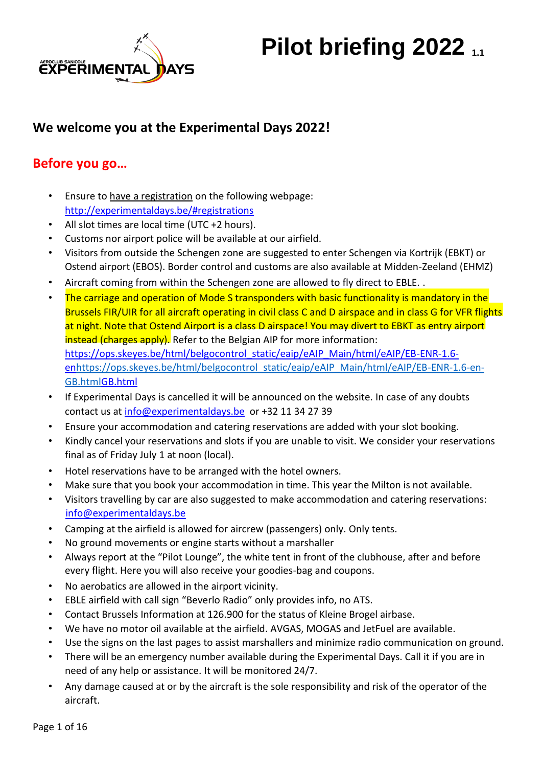# Pilot briefing 2022 1.1

## We welcome you at the Experimental Days 2022!

## Before you go…

- Ensure to have a registration on the following webpage: http://experimentaldays.be/#registrations
- All slot times are local time (UTC +2 hours).
- Customs nor airport police will be available at our airfield.
- Visitors from outside the Schengen zone are suggested to enter Schengen via Kortrijk (EBKT) or Ostend airport (EBOS). Border control and customs are also available at Midden-Zeeland (EHMZ)
- Aircraft coming from within the Schengen zone are allowed to fly direct to EBLE. .
- The carriage and operation of Mode S transponders with basic functionality is mandatory in the Brussels FIR/UIR for all aircraft operating in civil class C and D airspace and in class G for VFR flights at night. Note that Ostend Airport is a class D airspace! You may divert to EBKT as entry airport instead (charges apply). Refer to the Belgian AIP for more information: https://ops.skeyes.be/html/belgocontrol_static/eaip/eAIP_Main/html/eAIP/EB-ENR-1.6-enhttps://ops.skeyes.be/html/belgocontrol_static/eaip/eAIP_Main/html/eAIP/EB-ENR-1.6-en-GB.htmlGB.html
- If Experimental Days is cancelled it will be announced on the website. In case of any doubts contact us at info@experimentaldays.be or +32 11 34 27 39
- Ensure your accommodation and catering reservations are added with your slot booking.
- Kindly cancel your reservations and slots if you are unable to visit. We consider your reservations final as of Friday July 1 at noon (local).
- Hotel reservations have to be arranged with the hotel owners.
- Make sure that you book your accommodation in time. This year the Milton is not available.
- Visitors travelling by car are also suggested to make accommodation and catering reservations: info@experimentaldays.be
- Camping at the airfield is allowed for aircrew (passengers) only. Only tents.
- No ground movements or engine starts without a marshaller
- Always report at the "Pilot Lounge", the white tent in front of the clubhouse, after and before every flight. Here you will also receive your goodies-bag and coupons.
- No aerobatics are allowed in the airport vicinity.
- EBLE airfield with call sign "Beverlo Radio" only provides info, no ATS.
- Contact Brussels Information at 126.900 for the status of Kleine Brogel airbase.
- We have no motor oil available at the airfield. AVGAS, MOGAS and JetFuel are available.
- Use the signs on the last pages to assist marshallers and minimize radio communication on ground.
- There will be an emergency number available during the Experimental Days. Call it if you are in need of any help or assistance. It will be monitored 24/7.
- Any damage caused at or by the aircraft is the sole responsibility and risk of the operator of the aircraft.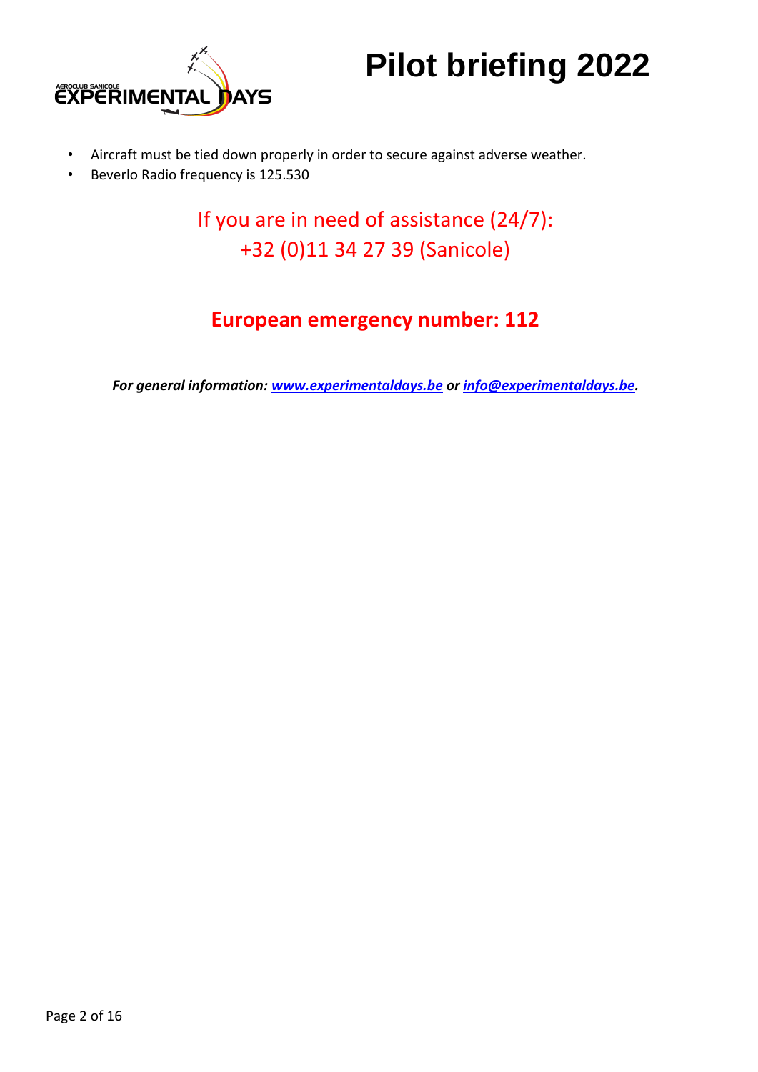- Aircraft must be tied down properly in order to secure against adverse weather.
- Beverlo Radio frequency is 125.530

If you are in need of assistance (24/7):
+32 (0)11 34 27 39 (Sanicole)

**European emergency number: 112**

***For general information: [www.experimentaldays.be](http://www.experimentaldays.be) or [info@experimentaldays.be](mailto:info@experimentaldays.be).***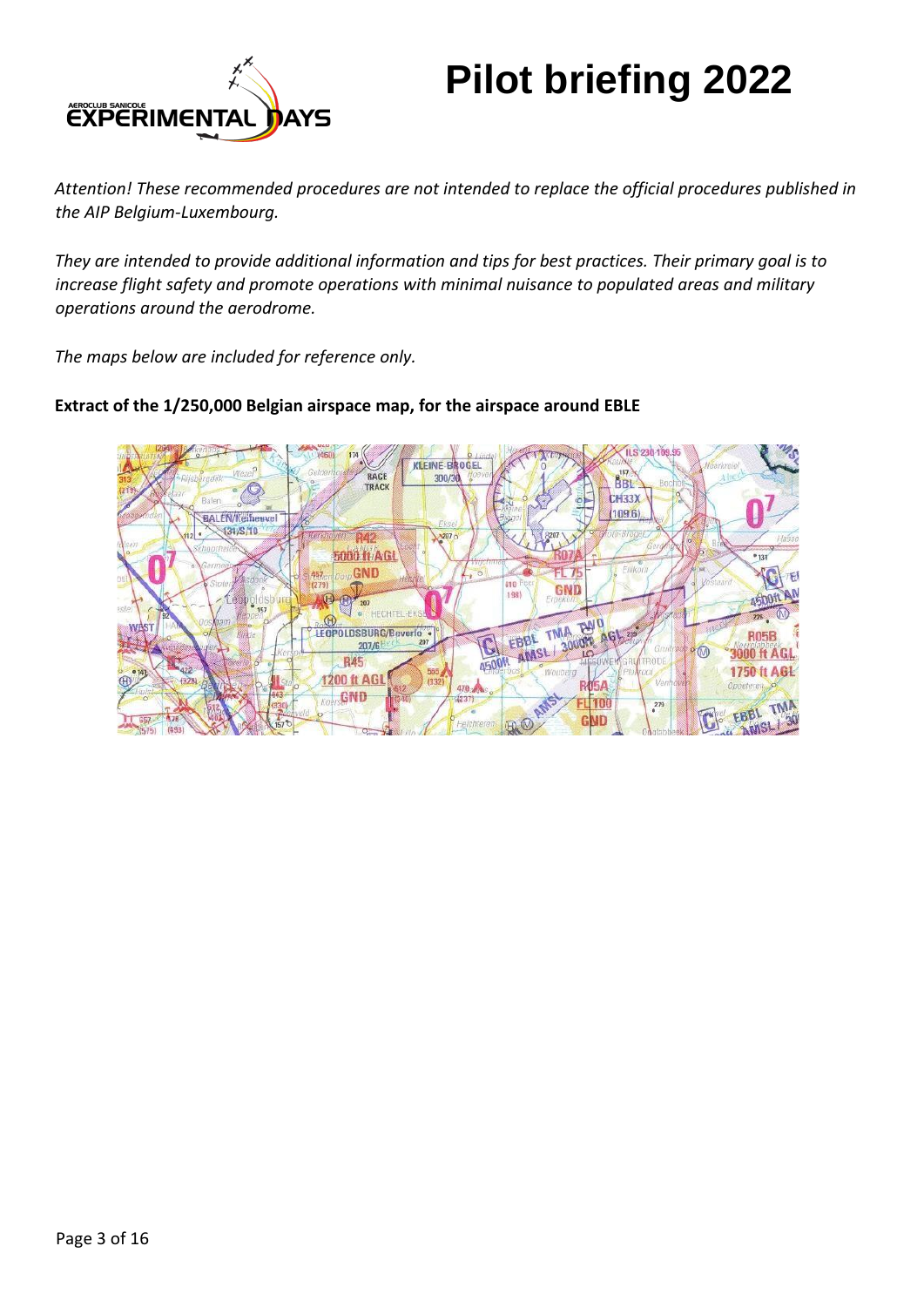# Pilot briefing 2022

*Attention! These recommended procedures are not intended to replace the official procedures published in the AIP Belgium-Luxembourg.*

*They are intended to provide additional information and tips for best practices. Their primary goal is to increase flight safety and promote operations with minimal nuisance to populated areas and military operations around the aerodrome.*

*The maps below are included for reference only.*

**Extract of the 1/250,000 Belgian airspace map, for the airspace around EBLE**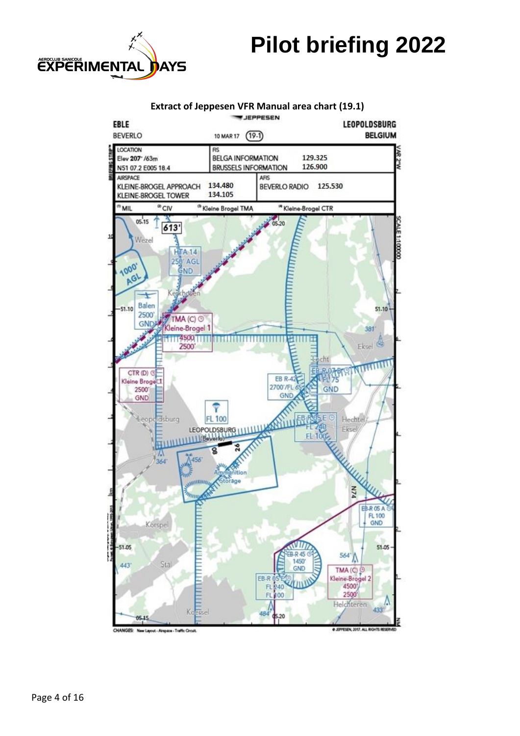# Pilot briefing 2022

**Extract of Jeppesen VFR Manual area chart (19.1)**

JEPPESEN

EBLE
BEVERLO

10 MAR 17 (19-1)

LEOPOLDSBURG
BELGIUM

| LOCATION | FIS | |
|---|---|---|
| Elev 207' /63m | BELGA INFORMATION | 129.325 |
| N51 07.2 E005 18.4 | BRUSSELS INFORMATION | 126.900 |

| AIRSPACE | | AFIS | |
|---|---|---|---|
| KLEINE-BROGEL APPROACH | 134.480 | BEVERLO RADIO | 125.530 |
| KLEINE-BROGEL TOWER | 134.105 | | |

(1) MIL (2) CIV (3) Kleine Brogel TMA (4) Kleine-Brogel CTR

Wezel · HTA 14 250' AGL GND · 1000' AGL · Kerkhoven · Balen 2500' GND · TMA (C) Kleine-Brogel 1 4500' 2500' · CTR (D) Kleine Brogel 1 2500' GND · EB R-42 2700'/FL 65 GND · EB-R 07 B FL 75 GND · Lecht · Eksel · 381' · Leopoldsburg · FL 100 · LEOPOLDSBURG (Beverlo) · 08 · 26 · EB-R 05 E FL 240 FL 100 · Hechtel-Eksel · 364' · 456' · Ammunition Storage · N74 · EB-R 05 A FL 100 GND · Korspel · EB-R 45 1450' GND · 564' · TMA (C) Kleine-Brogel 2 4500' 2500' · 443' · Stal · EB-R 05 E FL 240 FL 100 · Helchteren · 433' · Koersel · 484' · 613'

05-15 · 05-20 · 51-10 · 51-05 · SCALE 1:100000 · VAR 2°W

CHANGES: New Layout - Airspace - Traffic Circuit.

© JEPPESEN, 2017. ALL RIGHTS RESERVED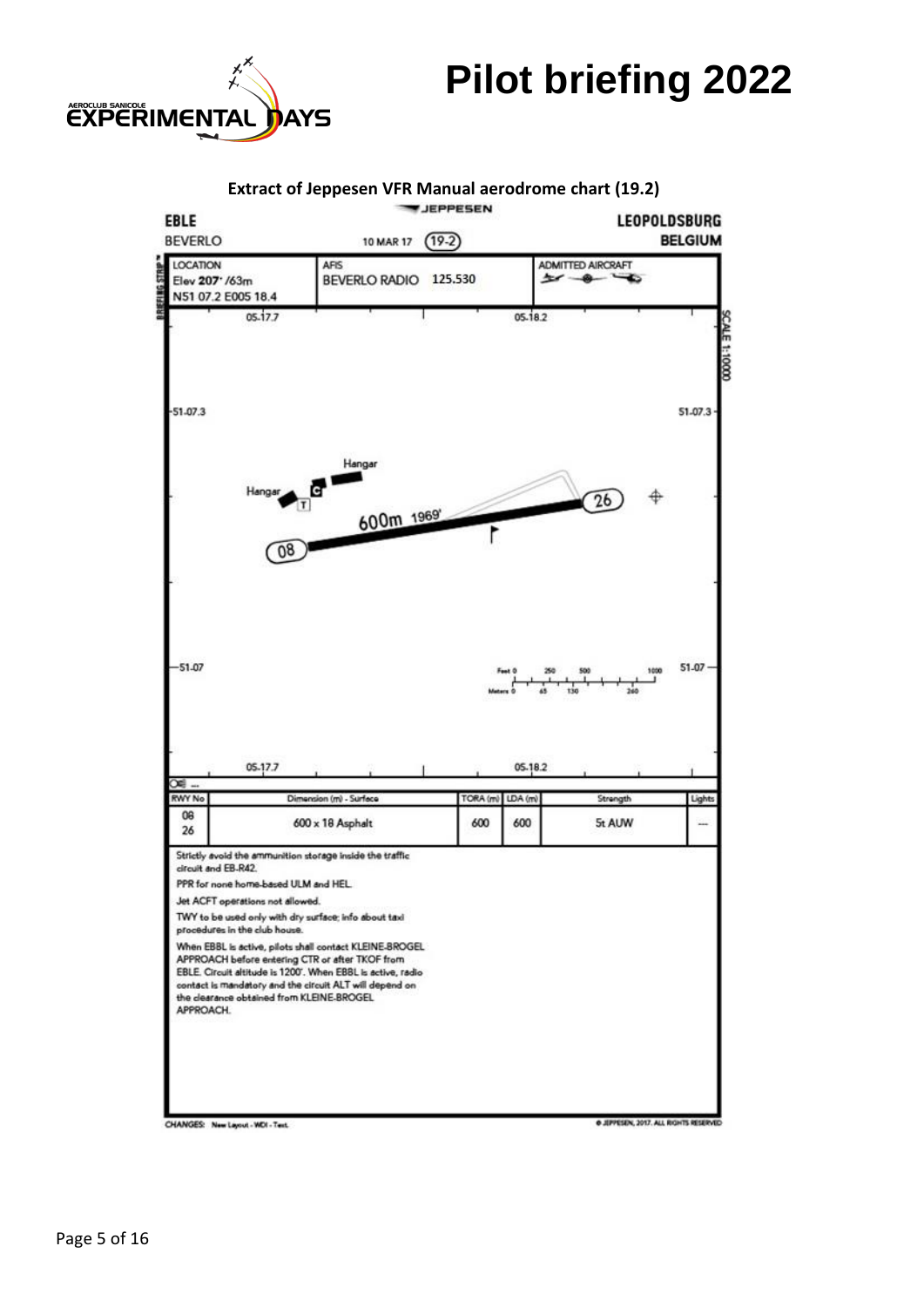# Pilot briefing 2022

**Extract of Jeppesen VFR Manual aerodrome chart (19.2)**

JEPPESEN

**EBLE**
BEVERLO

10 MAR 17 (19-2)

**LEOPOLDSBURG**
**BELGIUM**

| LOCATION | AFIS | ADMITTED AIRCRAFT |
|---|---|---|
| Elev 207' /63m<br>N51 07.2 E005 18.4 | BEVERLO RADIO 125.530 | |

05-17.7 05-18.2

51-07.3

Hangar

Hangar

600m 1969'

08

26

51-07

Feet 0 250 500 1000
Meters 0 65 130 260

SCALE 1:10000

| RWY No | Dimension (m) - Surface | TORA (m) | LDA (m) | Strength | Lights |
|---|---|---|---|---|---|
| 08<br>26 | 600 x 18 Asphalt | 600 | 600 | 5t AUW | — |

Strictly avoid the ammunition storage inside the traffic circuit and EB-R42.

PPR for none home-based ULM and HEL.

Jet ACFT operations not allowed.

TWY to be used only with dry surface; info about taxi procedures in the club house.

When EBBL is active, pilots shall contact KLEINE-BROGEL APPROACH before entering CTR or after TKOF from EBLE. Circuit altitude is 1200'. When EBBL is active, radio contact is mandatory and the circuit ALT will depend on the clearance obtained from KLEINE-BROGEL APPROACH.

CHANGES: New Layout - WDI - Text.

© JEPPESEN, 2017. ALL RIGHTS RESERVED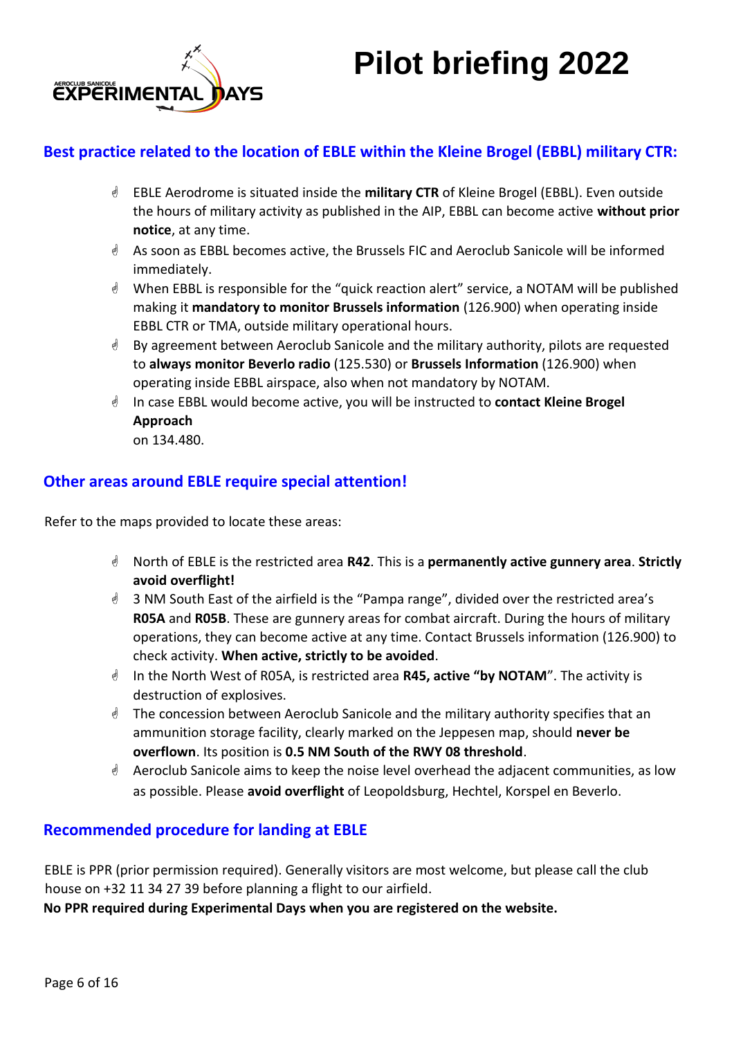# Pilot briefing 2022

## Best practice related to the location of EBLE within the Kleine Brogel (EBBL) military CTR:

- EBLE Aerodrome is situated inside the **military CTR** of Kleine Brogel (EBBL). Even outside the hours of military activity as published in the AIP, EBBL can become active **without prior notice**, at any time.
- As soon as EBBL becomes active, the Brussels FIC and Aeroclub Sanicole will be informed immediately.
- When EBBL is responsible for the "quick reaction alert" service, a NOTAM will be published making it **mandatory to monitor Brussels information** (126.900) when operating inside EBBL CTR or TMA, outside military operational hours.
- By agreement between Aeroclub Sanicole and the military authority, pilots are requested to **always monitor Beverlo radio** (125.530) or **Brussels Information** (126.900) when operating inside EBBL airspace, also when not mandatory by NOTAM.
- In case EBBL would become active, you will be instructed to **contact Kleine Brogel Approach** on 134.480.

## Other areas around EBLE require special attention!

Refer to the maps provided to locate these areas:

- North of EBLE is the restricted area **R42**. This is a **permanently active gunnery area**. **Strictly avoid overflight!**
- 3 NM South East of the airfield is the "Pampa range", divided over the restricted area's **R05A** and **R05B**. These are gunnery areas for combat aircraft. During the hours of military operations, they can become active at any time. Contact Brussels information (126.900) to check activity. **When active, strictly to be avoided**.
- In the North West of R05A, is restricted area **R45, active "by NOTAM**". The activity is destruction of explosives.
- The concession between Aeroclub Sanicole and the military authority specifies that an ammunition storage facility, clearly marked on the Jeppesen map, should **never be overflown**. Its position is **0.5 NM South of the RWY 08 threshold**.
- Aeroclub Sanicole aims to keep the noise level overhead the adjacent communities, as low as possible. Please **avoid overflight** of Leopoldsburg, Hechtel, Korspel en Beverlo.

## Recommended procedure for landing at EBLE

EBLE is PPR (prior permission required). Generally visitors are most welcome, but please call the club house on +32 11 34 27 39 before planning a flight to our airfield.

**No PPR required during Experimental Days when you are registered on the website.**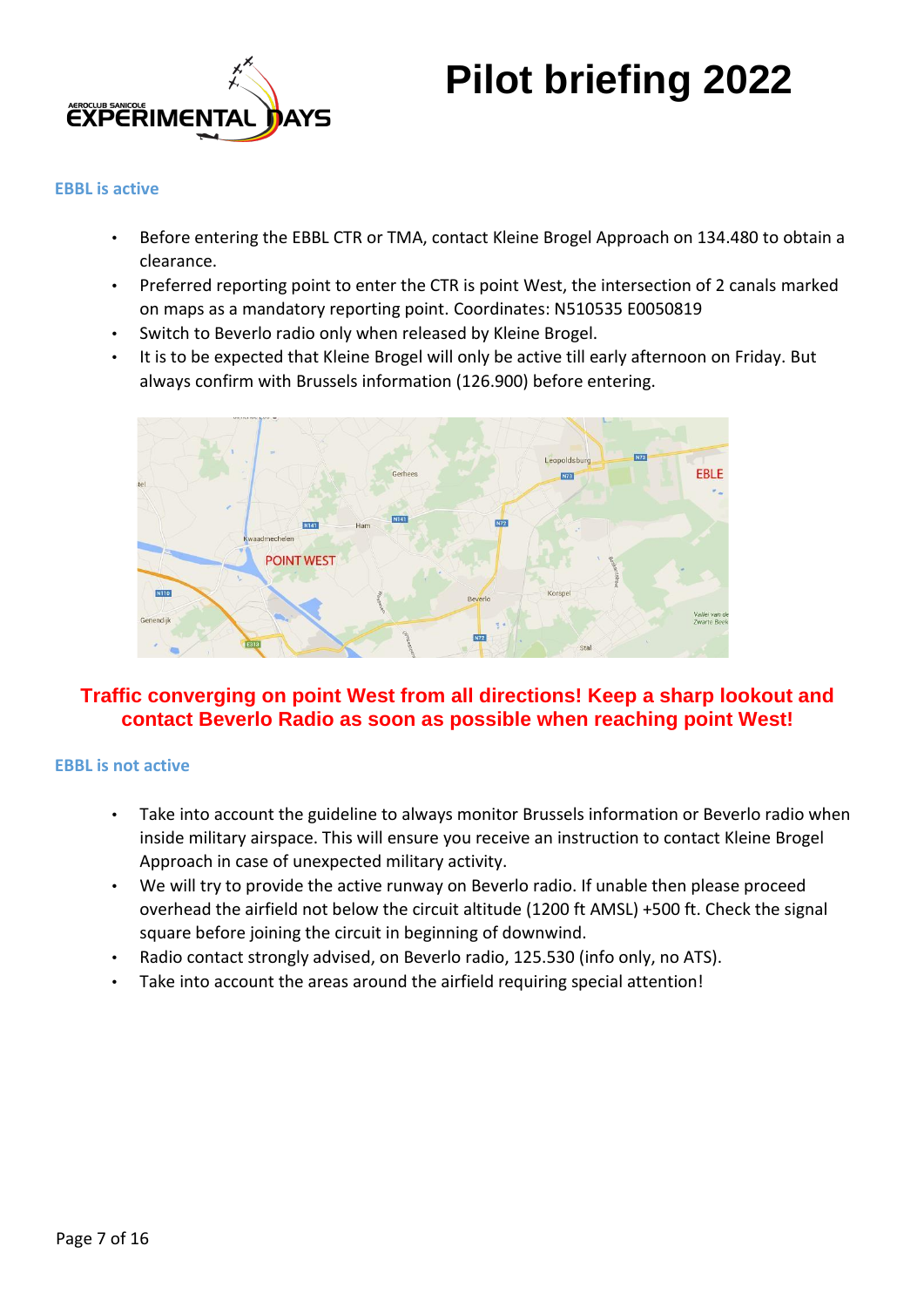# Pilot briefing 2022

## EBBL is active

- Before entering the EBBL CTR or TMA, contact Kleine Brogel Approach on 134.480 to obtain a clearance.
- Preferred reporting point to enter the CTR is point West, the intersection of 2 canals marked on maps as a mandatory reporting point. Coordinates: N510535 E0050819
- Switch to Beverlo radio only when released by Kleine Brogel.
- It is to be expected that Kleine Brogel will only be active till early afternoon on Friday. But always confirm with Brussels information (126.900) before entering.

**Traffic converging on point West from all directions! Keep a sharp lookout and contact Beverlo Radio as soon as possible when reaching point West!**

## EBBL is not active

- Take into account the guideline to always monitor Brussels information or Beverlo radio when inside military airspace. This will ensure you receive an instruction to contact Kleine Brogel Approach in case of unexpected military activity.
- We will try to provide the active runway on Beverlo radio. If unable then please proceed overhead the airfield not below the circuit altitude (1200 ft AMSL) +500 ft. Check the signal square before joining the circuit in beginning of downwind.
- Radio contact strongly advised, on Beverlo radio, 125.530 (info only, no ATS).
- Take into account the areas around the airfield requiring special attention!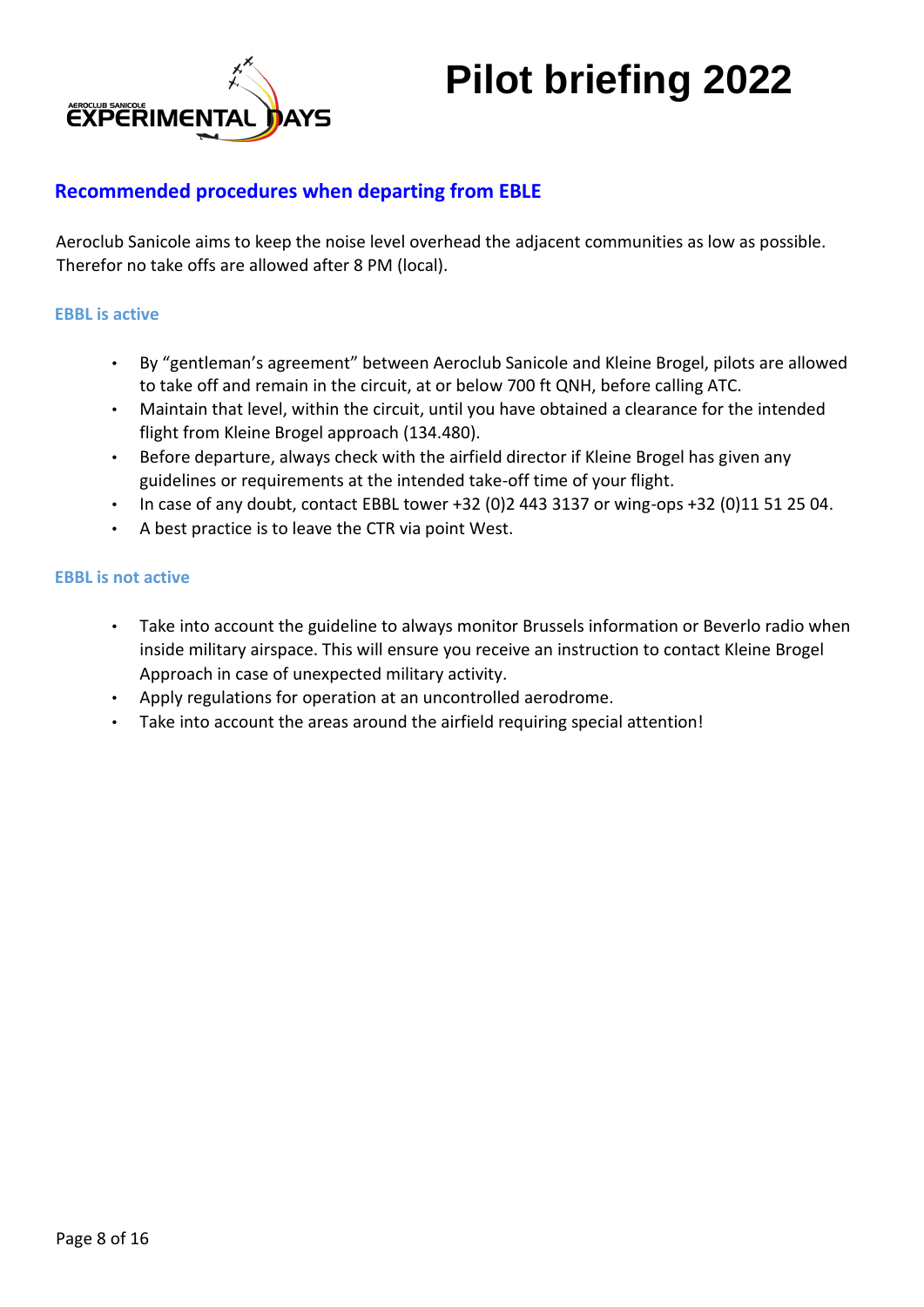# Pilot briefing 2022

## Recommended procedures when departing from EBLE

Aeroclub Sanicole aims to keep the noise level overhead the adjacent communities as low as possible. Therefor no take offs are allowed after 8 PM (local).

### EBBL is active

- By "gentleman's agreement" between Aeroclub Sanicole and Kleine Brogel, pilots are allowed to take off and remain in the circuit, at or below 700 ft QNH, before calling ATC.
- Maintain that level, within the circuit, until you have obtained a clearance for the intended flight from Kleine Brogel approach (134.480).
- Before departure, always check with the airfield director if Kleine Brogel has given any guidelines or requirements at the intended take-off time of your flight.
- In case of any doubt, contact EBBL tower +32 (0)2 443 3137 or wing-ops +32 (0)11 51 25 04.
- A best practice is to leave the CTR via point West.

### EBBL is not active

- Take into account the guideline to always monitor Brussels information or Beverlo radio when inside military airspace. This will ensure you receive an instruction to contact Kleine Brogel Approach in case of unexpected military activity.
- Apply regulations for operation at an uncontrolled aerodrome.
- Take into account the areas around the airfield requiring special attention!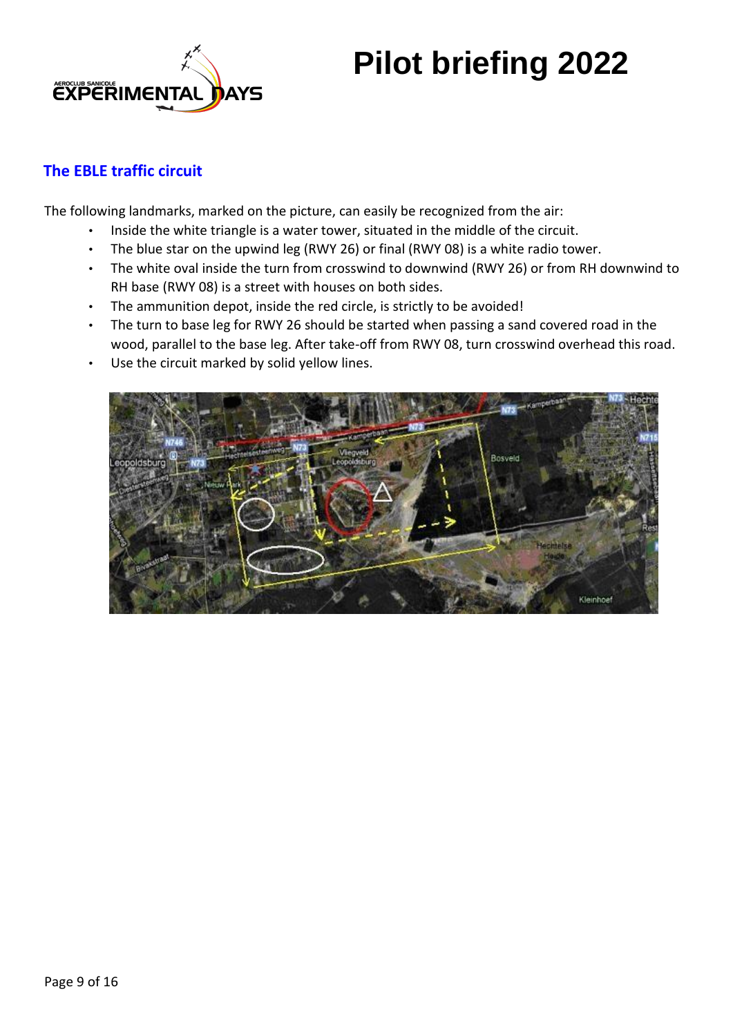## The EBLE traffic circuit

The following landmarks, marked on the picture, can easily be recognized from the air:

- Inside the white triangle is a water tower, situated in the middle of the circuit.
- The blue star on the upwind leg (RWY 26) or final (RWY 08) is a white radio tower.
- The white oval inside the turn from crosswind to downwind (RWY 26) or from RH downwind to RH base (RWY 08) is a street with houses on both sides.
- The ammunition depot, inside the red circle, is strictly to be avoided!
- The turn to base leg for RWY 26 should be started when passing a sand covered road in the wood, parallel to the base leg. After take-off from RWY 08, turn crosswind overhead this road.
- Use the circuit marked by solid yellow lines.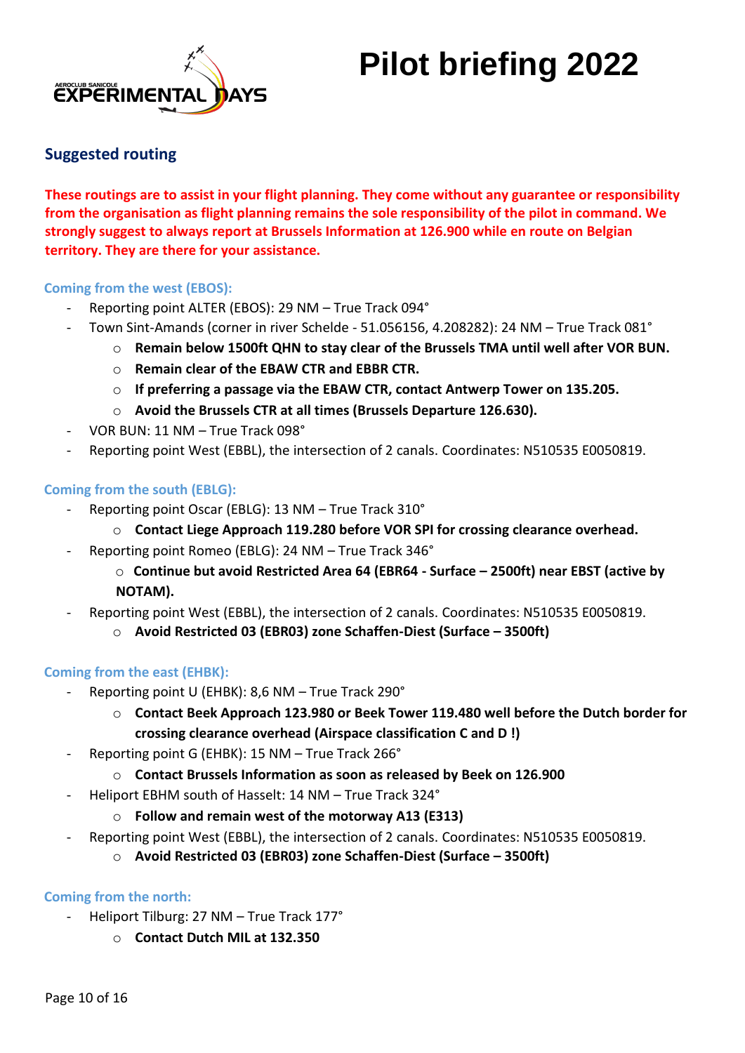# Pilot briefing 2022

## Suggested routing

**These routings are to assist in your flight planning. They come without any guarantee or responsibility from the organisation as flight planning remains the sole responsibility of the pilot in command. We strongly suggest to always report at Brussels Information at 126.900 while en route on Belgian territory. They are there for your assistance.**

### Coming from the west (EBOS):

- Reporting point ALTER (EBOS): 29 NM – True Track 094°
- Town Sint-Amands (corner in river Schelde - 51.056156, 4.208282): 24 NM – True Track 081°
  - **Remain below 1500ft QHN to stay clear of the Brussels TMA until well after VOR BUN.**
  - **Remain clear of the EBAW CTR and EBBR CTR.**
  - **If preferring a passage via the EBAW CTR, contact Antwerp Tower on 135.205.**
  - **Avoid the Brussels CTR at all times (Brussels Departure 126.630).**
- VOR BUN: 11 NM – True Track 098°
- Reporting point West (EBBL), the intersection of 2 canals. Coordinates: N510535 E0050819.

### Coming from the south (EBLG):

- Reporting point Oscar (EBLG): 13 NM – True Track 310°
  - **Contact Liege Approach 119.280 before VOR SPI for crossing clearance overhead.**
- Reporting point Romeo (EBLG): 24 NM – True Track 346°
  - **Continue but avoid Restricted Area 64 (EBR64 - Surface – 2500ft) near EBST (active by NOTAM).**
- Reporting point West (EBBL), the intersection of 2 canals. Coordinates: N510535 E0050819.
  - **Avoid Restricted 03 (EBR03) zone Schaffen-Diest (Surface – 3500ft)**

### Coming from the east (EHBK):

- Reporting point U (EHBK): 8,6 NM – True Track 290°
  - **Contact Beek Approach 123.980 or Beek Tower 119.480 well before the Dutch border for crossing clearance overhead (Airspace classification C and D !)**
- Reporting point G (EHBK): 15 NM – True Track 266°
  - **Contact Brussels Information as soon as released by Beek on 126.900**
- Heliport EBHM south of Hasselt: 14 NM – True Track 324°
  - **Follow and remain west of the motorway A13 (E313)**
- Reporting point West (EBBL), the intersection of 2 canals. Coordinates: N510535 E0050819.
  - **Avoid Restricted 03 (EBR03) zone Schaffen-Diest (Surface – 3500ft)**

### Coming from the north:

- Heliport Tilburg: 27 NM – True Track 177°
  - **Contact Dutch MIL at 132.350**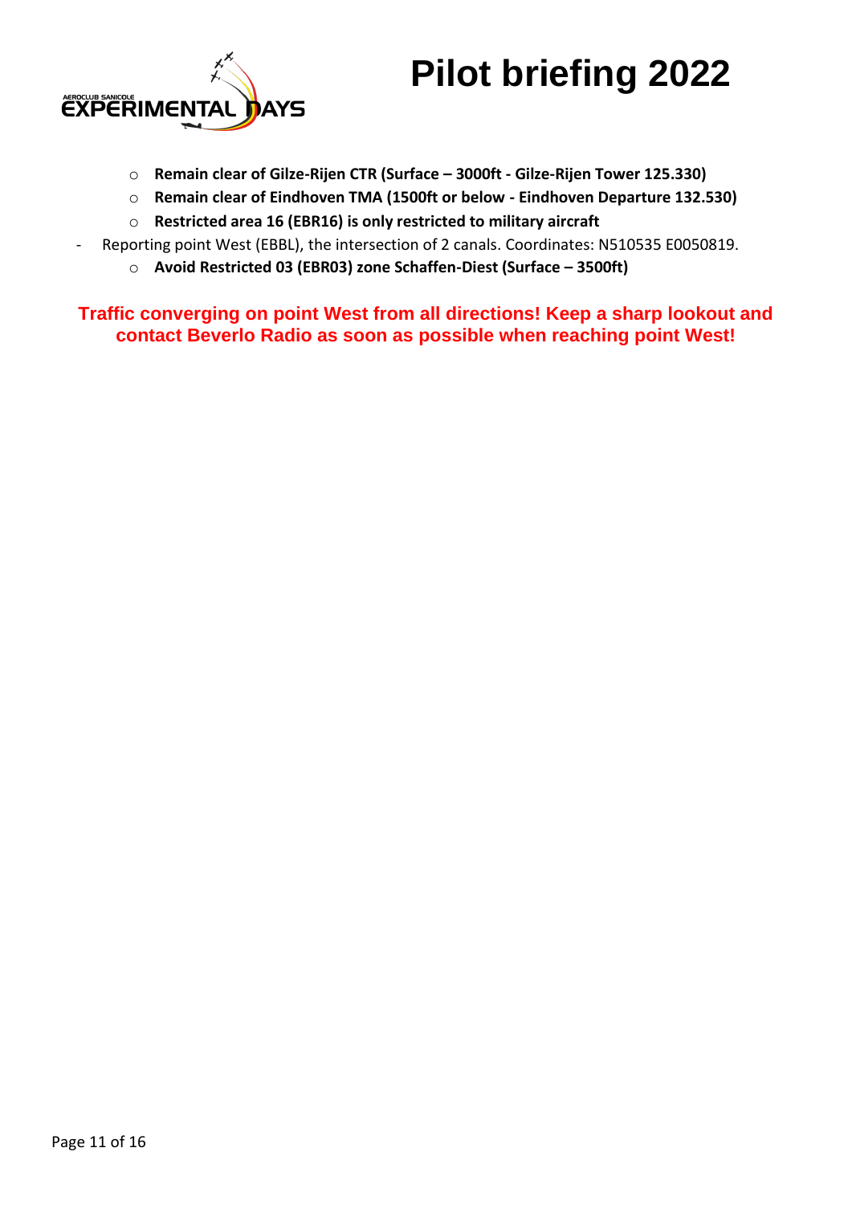- **Remain clear of Gilze-Rijen CTR (Surface – 3000ft - Gilze-Rijen Tower 125.330)**
    - **Remain clear of Eindhoven TMA (1500ft or below - Eindhoven Departure 132.530)**
    - **Restricted area 16 (EBR16) is only restricted to military aircraft**
- Reporting point West (EBBL), the intersection of 2 canals. Coordinates: N510535 E0050819.
    - **Avoid Restricted 03 (EBR03) zone Schaffen-Diest (Surface – 3500ft)**

**Traffic converging on point West from all directions! Keep a sharp lookout and contact Beverlo Radio as soon as possible when reaching point West!**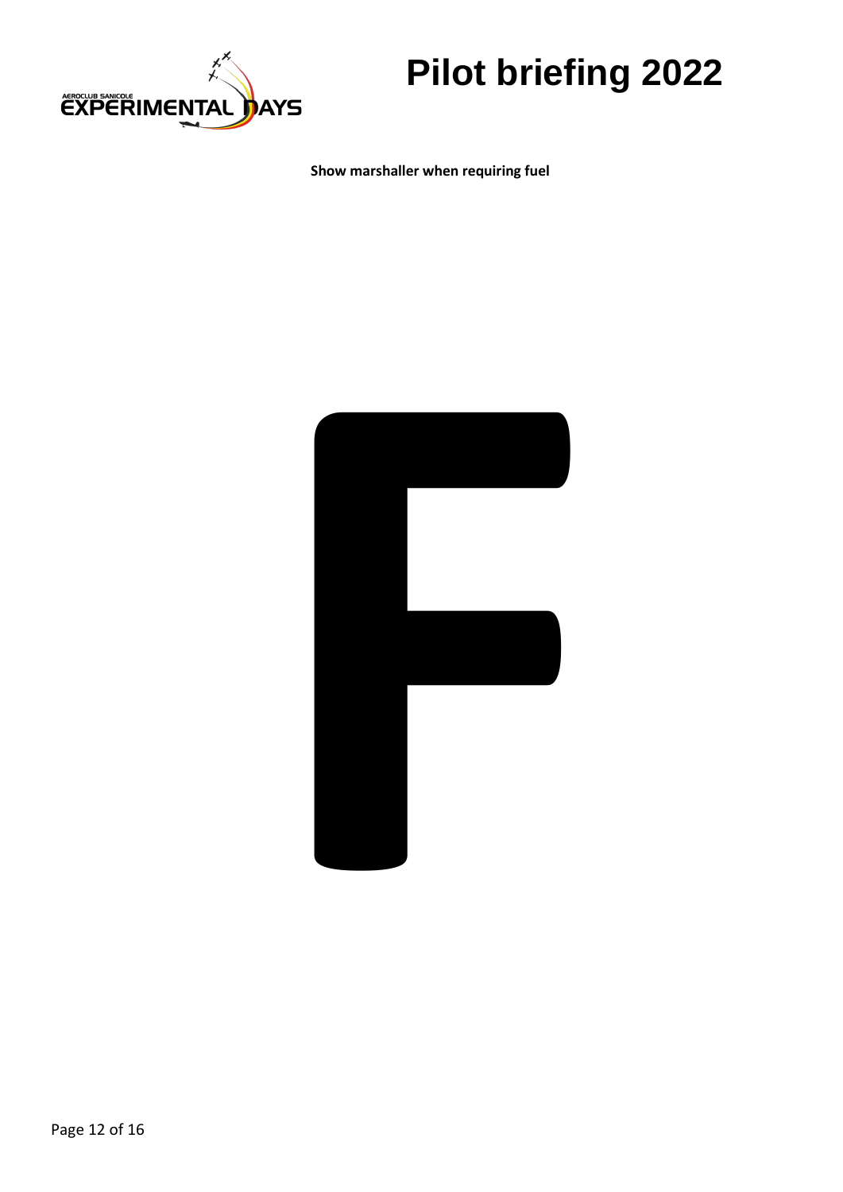**Show marshaller when requiring fuel**

# F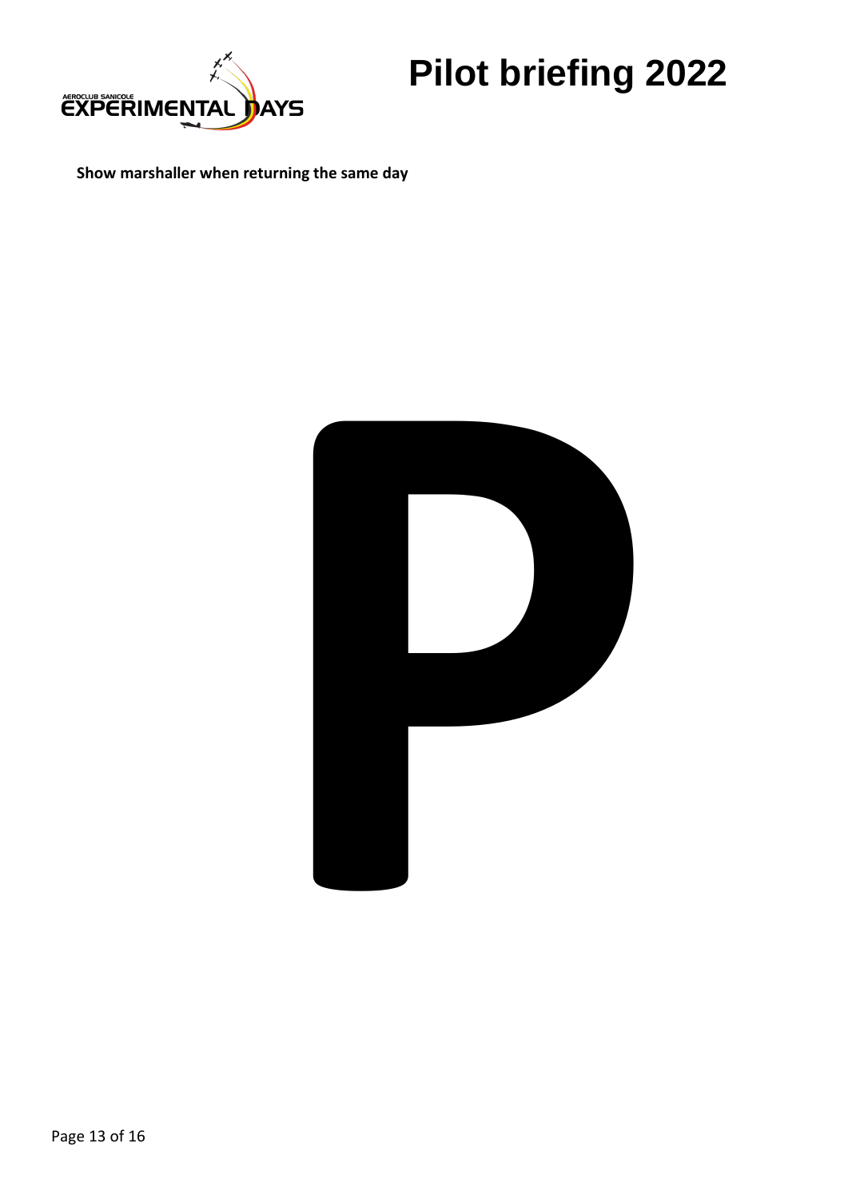**Show marshaller when returning the same day**

# P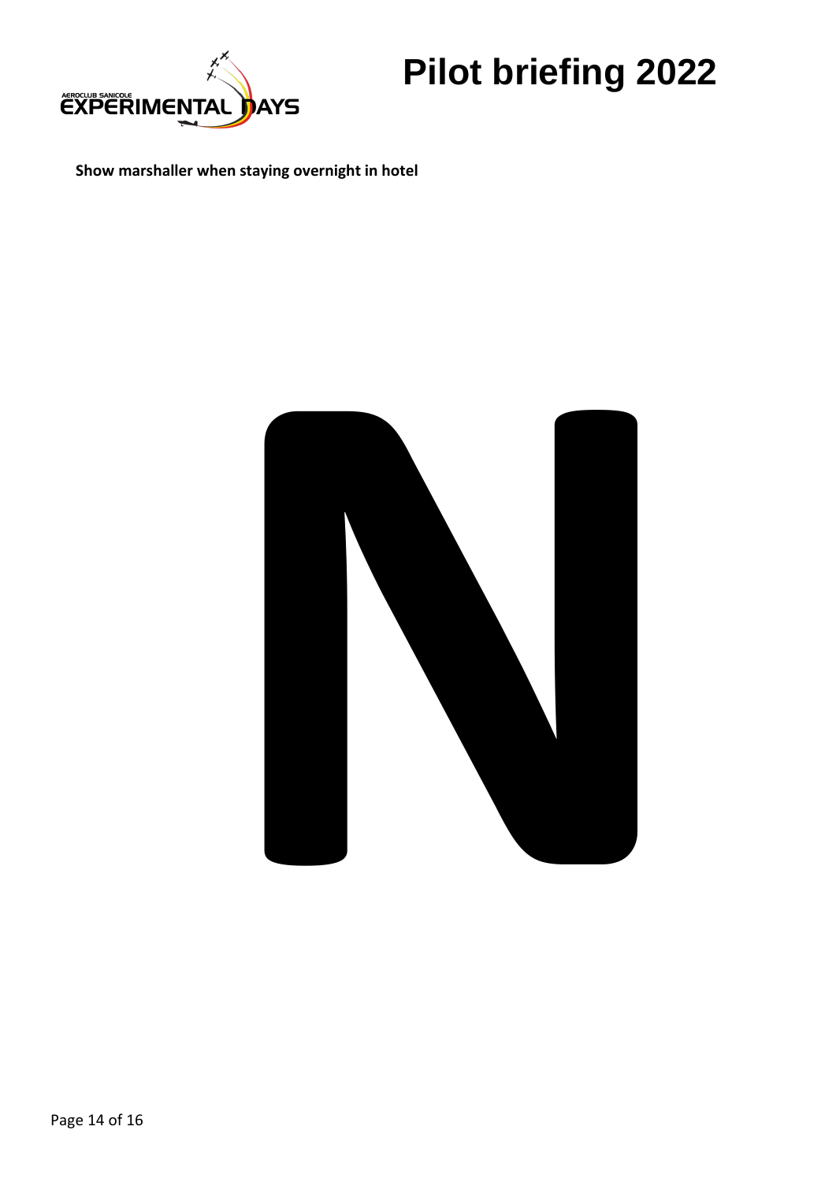**Show marshaller when staying overnight in hotel**

# N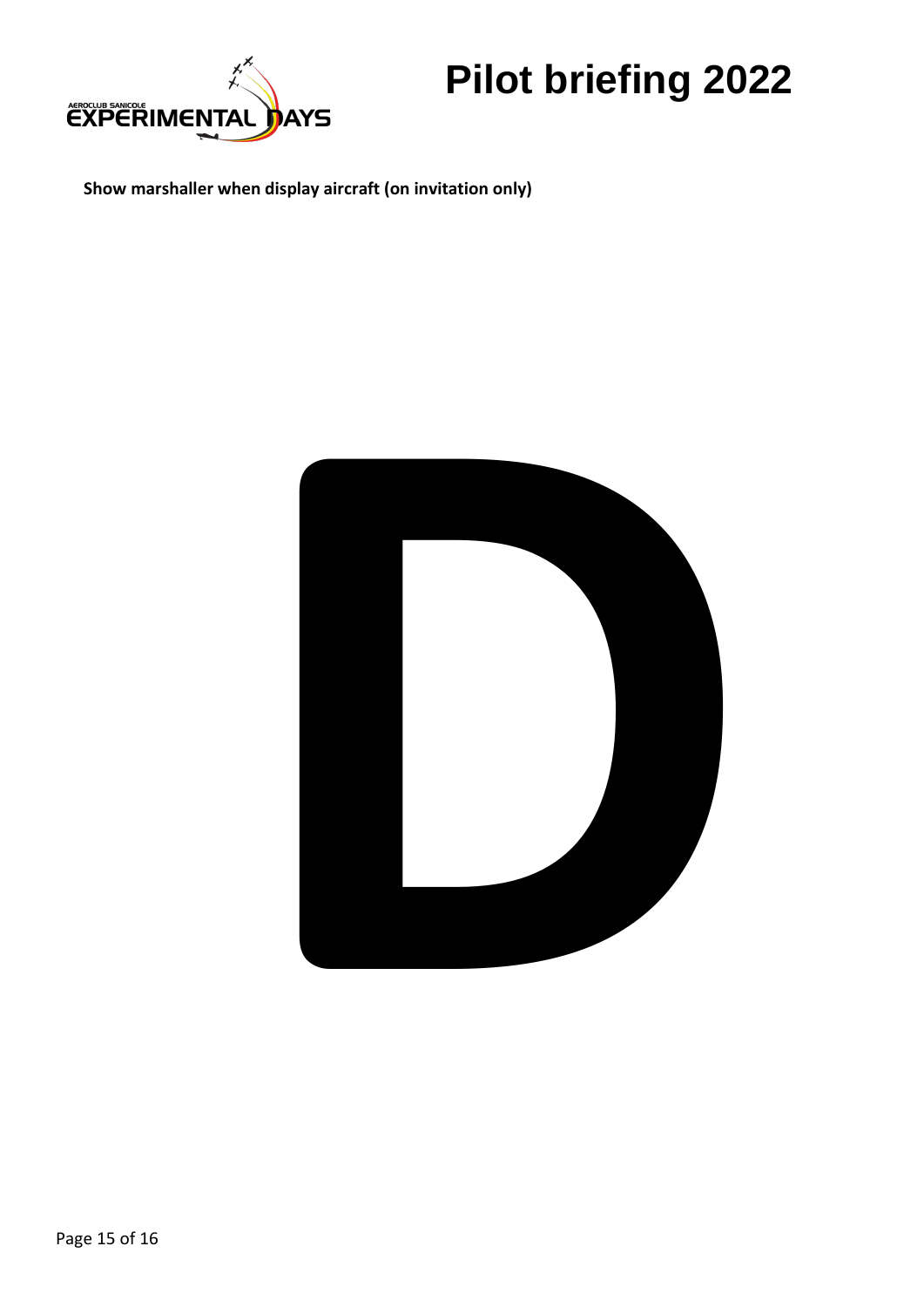**Show marshaller when display aircraft (on invitation only)**

# D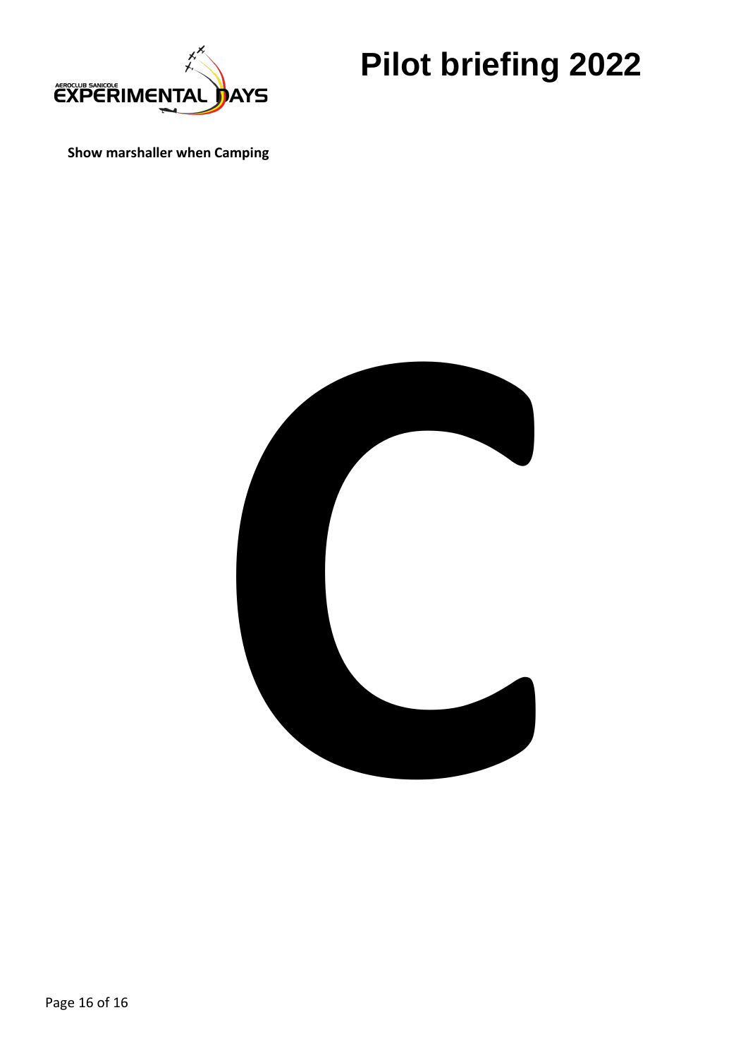**Show marshaller when Camping**

# C